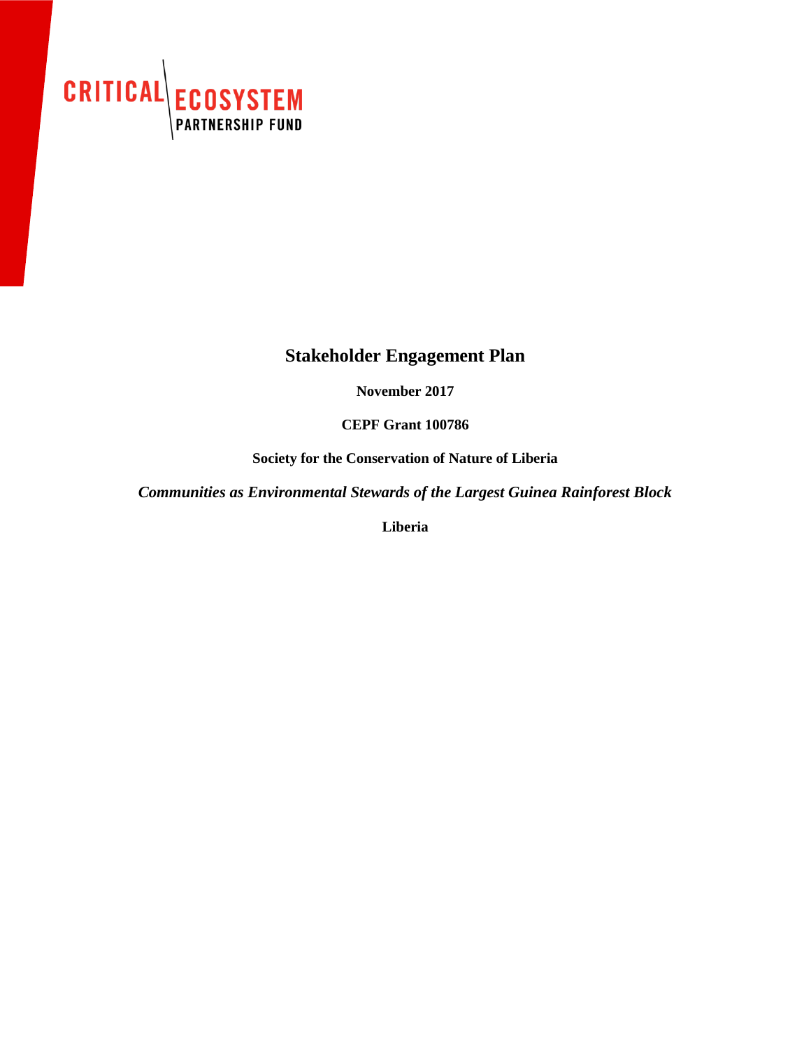CRITICAL ECOSYSTEM PARTNERSHIP FUND

# Stakeholder Engagement Plan

**November 2017**

**CEPF Grant 100786**

**Society for the Conservation of Nature of Liberia**

***Communities as Environmental Stewards of the Largest Guinea Rainforest Block***

**Liberia**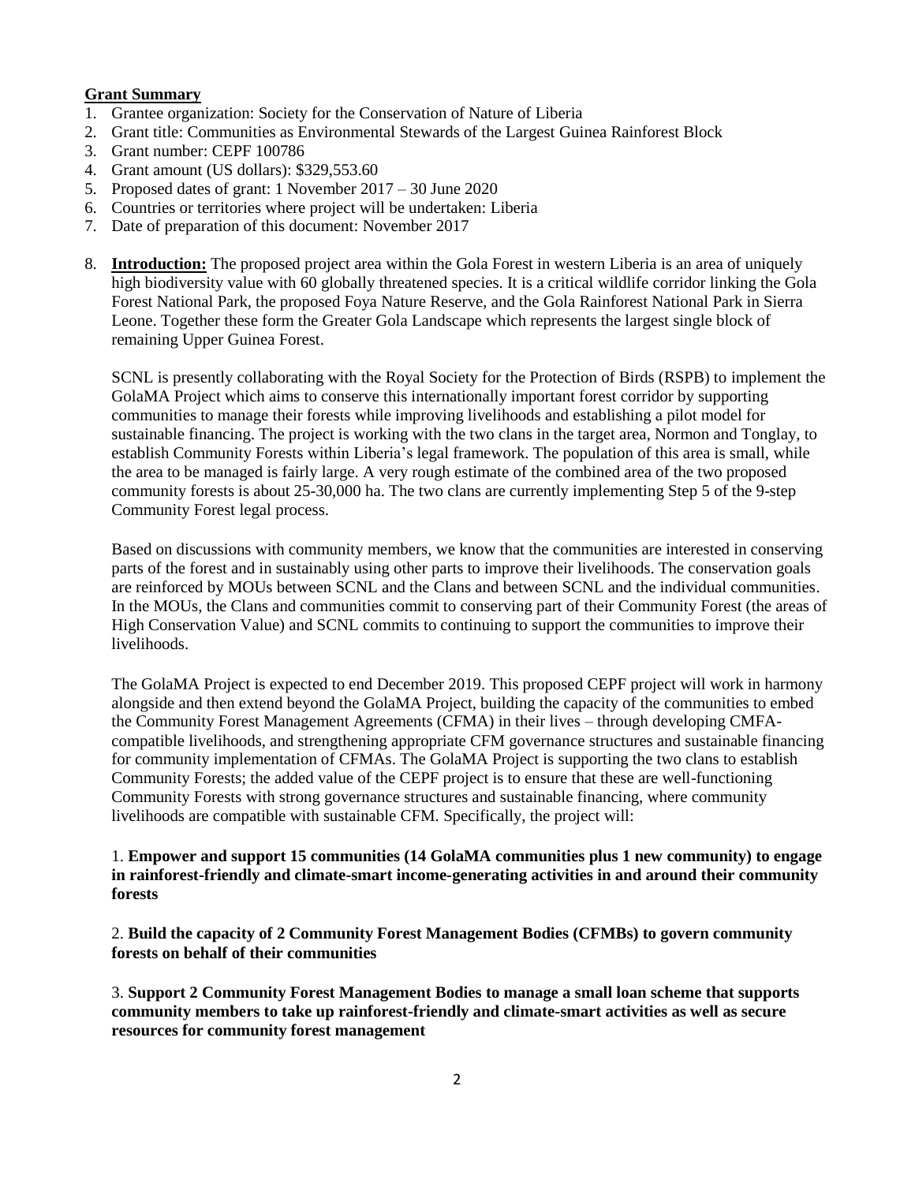**Grant Summary**

1. Grantee organization: Society for the Conservation of Nature of Liberia
2. Grant title: Communities as Environmental Stewards of the Largest Guinea Rainforest Block
3. Grant number: CEPF 100786
4. Grant amount (US dollars): $329,553.60
5. Proposed dates of grant: 1 November 2017 – 30 June 2020
6. Countries or territories where project will be undertaken: Liberia
7. Date of preparation of this document: November 2017
8. **Introduction:** The proposed project area within the Gola Forest in western Liberia is an area of uniquely high biodiversity value with 60 globally threatened species. It is a critical wildlife corridor linking the Gola Forest National Park, the proposed Foya Nature Reserve, and the Gola Rainforest National Park in Sierra Leone. Together these form the Greater Gola Landscape which represents the largest single block of remaining Upper Guinea Forest.

   SCNL is presently collaborating with the Royal Society for the Protection of Birds (RSPB) to implement the GolaMA Project which aims to conserve this internationally important forest corridor by supporting communities to manage their forests while improving livelihoods and establishing a pilot model for sustainable financing. The project is working with the two clans in the target area, Normon and Tonglay, to establish Community Forests within Liberia's legal framework. The population of this area is small, while the area to be managed is fairly large. A very rough estimate of the combined area of the two proposed community forests is about 25-30,000 ha. The two clans are currently implementing Step 5 of the 9-step Community Forest legal process.

   Based on discussions with community members, we know that the communities are interested in conserving parts of the forest and in sustainably using other parts to improve their livelihoods. The conservation goals are reinforced by MOUs between SCNL and the Clans and between SCNL and the individual communities. In the MOUs, the Clans and communities commit to conserving part of their Community Forest (the areas of High Conservation Value) and SCNL commits to continuing to support the communities to improve their livelihoods.

   The GolaMA Project is expected to end December 2019. This proposed CEPF project will work in harmony alongside and then extend beyond the GolaMA Project, building the capacity of the communities to embed the Community Forest Management Agreements (CFMA) in their lives – through developing CMFA-compatible livelihoods, and strengthening appropriate CFM governance structures and sustainable financing for community implementation of CFMAs. The GolaMA Project is supporting the two clans to establish Community Forests; the added value of the CEPF project is to ensure that these are well-functioning Community Forests with strong governance structures and sustainable financing, where community livelihoods are compatible with sustainable CFM. Specifically, the project will:

   1. **Empower and support 15 communities (14 GolaMA communities plus 1 new community) to engage in rainforest-friendly and climate-smart income-generating activities in and around their community forests**

   2. **Build the capacity of 2 Community Forest Management Bodies (CFMBs) to govern community forests on behalf of their communities**

   3. **Support 2 Community Forest Management Bodies to manage a small loan scheme that supports community members to take up rainforest-friendly and climate-smart activities as well as secure resources for community forest management**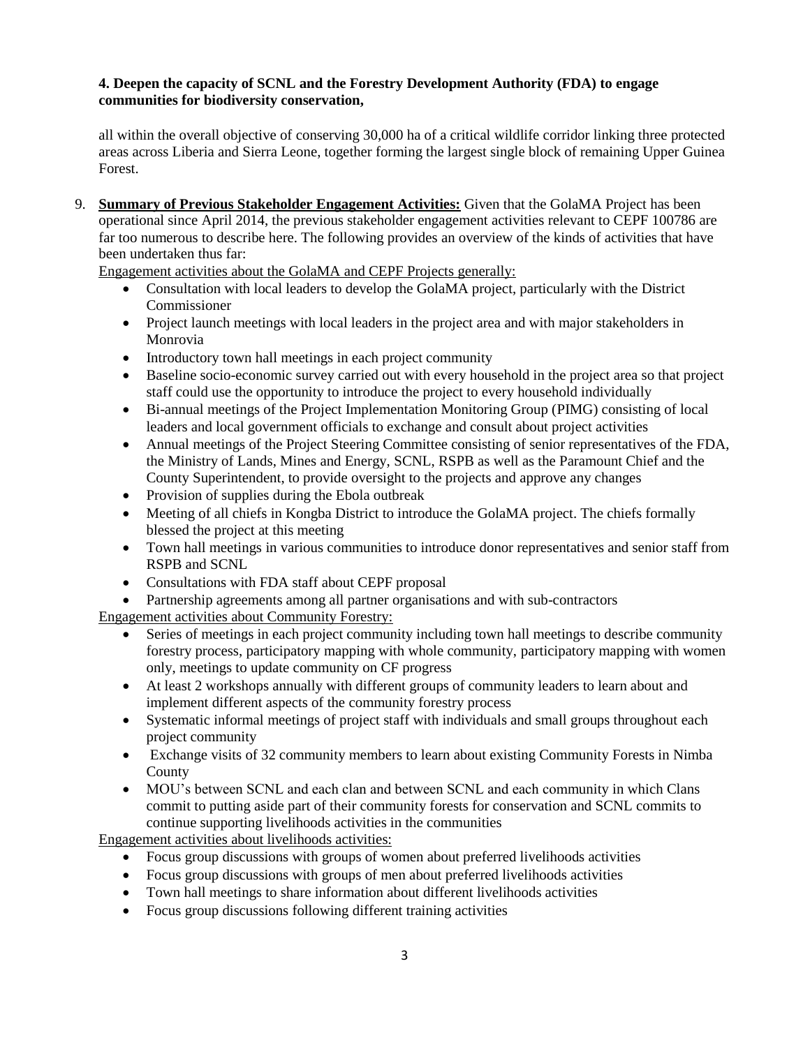**4. Deepen the capacity of SCNL and the Forestry Development Authority (FDA) to engage communities for biodiversity conservation,**

all within the overall objective of conserving 30,000 ha of a critical wildlife corridor linking three protected areas across Liberia and Sierra Leone, together forming the largest single block of remaining Upper Guinea Forest.

9. **Summary of Previous Stakeholder Engagement Activities:** Given that the GolaMA Project has been operational since April 2014, the previous stakeholder engagement activities relevant to CEPF 100786 are far too numerous to describe here. The following provides an overview of the kinds of activities that have been undertaken thus far:

   Engagement activities about the GolaMA and CEPF Projects generally:

   - Consultation with local leaders to develop the GolaMA project, particularly with the District Commissioner
   - Project launch meetings with local leaders in the project area and with major stakeholders in Monrovia
   - Introductory town hall meetings in each project community
   - Baseline socio-economic survey carried out with every household in the project area so that project staff could use the opportunity to introduce the project to every household individually
   - Bi-annual meetings of the Project Implementation Monitoring Group (PIMG) consisting of local leaders and local government officials to exchange and consult about project activities
   - Annual meetings of the Project Steering Committee consisting of senior representatives of the FDA, the Ministry of Lands, Mines and Energy, SCNL, RSPB as well as the Paramount Chief and the County Superintendent, to provide oversight to the projects and approve any changes
   - Provision of supplies during the Ebola outbreak
   - Meeting of all chiefs in Kongba District to introduce the GolaMA project. The chiefs formally blessed the project at this meeting
   - Town hall meetings in various communities to introduce donor representatives and senior staff from RSPB and SCNL
   - Consultations with FDA staff about CEPF proposal
   - Partnership agreements among all partner organisations and with sub-contractors

   Engagement activities about Community Forestry:

   - Series of meetings in each project community including town hall meetings to describe community forestry process, participatory mapping with whole community, participatory mapping with women only, meetings to update community on CF progress
   - At least 2 workshops annually with different groups of community leaders to learn about and implement different aspects of the community forestry process
   - Systematic informal meetings of project staff with individuals and small groups throughout each project community
   - Exchange visits of 32 community members to learn about existing Community Forests in Nimba County
   - MOU's between SCNL and each clan and between SCNL and each community in which Clans commit to putting aside part of their community forests for conservation and SCNL commits to continue supporting livelihoods activities in the communities

   Engagement activities about livelihoods activities:

   - Focus group discussions with groups of women about preferred livelihoods activities
   - Focus group discussions with groups of men about preferred livelihoods activities
   - Town hall meetings to share information about different livelihoods activities
   - Focus group discussions following different training activities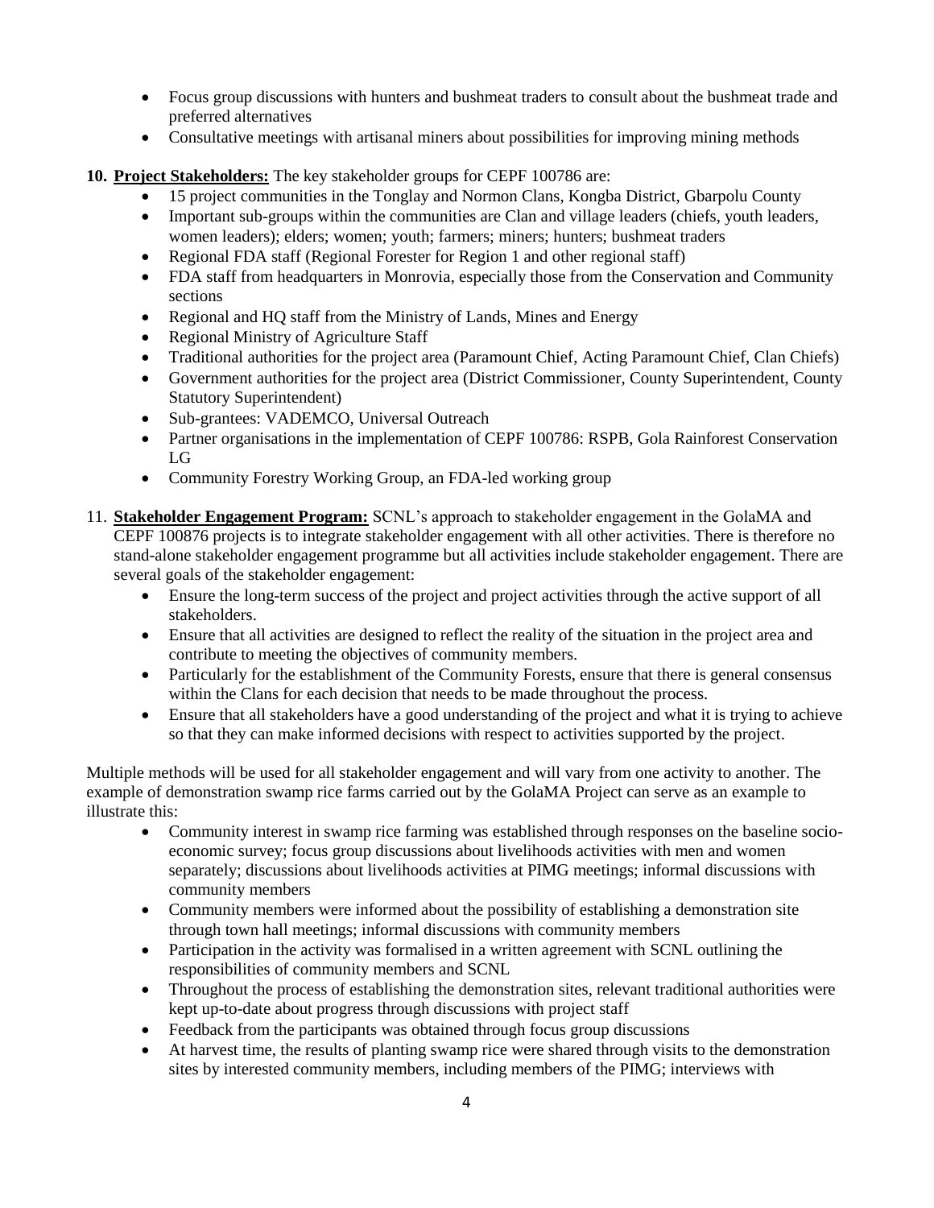- Focus group discussions with hunters and bushmeat traders to consult about the bushmeat trade and preferred alternatives
- Consultative meetings with artisanal miners about possibilities for improving mining methods

10. **Project Stakeholders:** The key stakeholder groups for CEPF 100786 are:
    - 15 project communities in the Tonglay and Normon Clans, Kongba District, Gbarpolu County
    - Important sub-groups within the communities are Clan and village leaders (chiefs, youth leaders, women leaders); elders; women; youth; farmers; miners; hunters; bushmeat traders
    - Regional FDA staff (Regional Forester for Region 1 and other regional staff)
    - FDA staff from headquarters in Monrovia, especially those from the Conservation and Community sections
    - Regional and HQ staff from the Ministry of Lands, Mines and Energy
    - Regional Ministry of Agriculture Staff
    - Traditional authorities for the project area (Paramount Chief, Acting Paramount Chief, Clan Chiefs)
    - Government authorities for the project area (District Commissioner, County Superintendent, County Statutory Superintendent)
    - Sub-grantees: VADEMCO, Universal Outreach
    - Partner organisations in the implementation of CEPF 100786: RSPB, Gola Rainforest Conservation LG
    - Community Forestry Working Group, an FDA-led working group

11. **Stakeholder Engagement Program:** SCNL's approach to stakeholder engagement in the GolaMA and CEPF 100876 projects is to integrate stakeholder engagement with all other activities. There is therefore no stand-alone stakeholder engagement programme but all activities include stakeholder engagement. There are several goals of the stakeholder engagement:
    - Ensure the long-term success of the project and project activities through the active support of all stakeholders.
    - Ensure that all activities are designed to reflect the reality of the situation in the project area and contribute to meeting the objectives of community members.
    - Particularly for the establishment of the Community Forests, ensure that there is general consensus within the Clans for each decision that needs to be made throughout the process.
    - Ensure that all stakeholders have a good understanding of the project and what it is trying to achieve so that they can make informed decisions with respect to activities supported by the project.

Multiple methods will be used for all stakeholder engagement and will vary from one activity to another. The example of demonstration swamp rice farms carried out by the GolaMA Project can serve as an example to illustrate this:

- Community interest in swamp rice farming was established through responses on the baseline socio-economic survey; focus group discussions about livelihoods activities with men and women separately; discussions about livelihoods activities at PIMG meetings; informal discussions with community members
- Community members were informed about the possibility of establishing a demonstration site through town hall meetings; informal discussions with community members
- Participation in the activity was formalised in a written agreement with SCNL outlining the responsibilities of community members and SCNL
- Throughout the process of establishing the demonstration sites, relevant traditional authorities were kept up-to-date about progress through discussions with project staff
- Feedback from the participants was obtained through focus group discussions
- At harvest time, the results of planting swamp rice were shared through visits to the demonstration sites by interested community members, including members of the PIMG; interviews with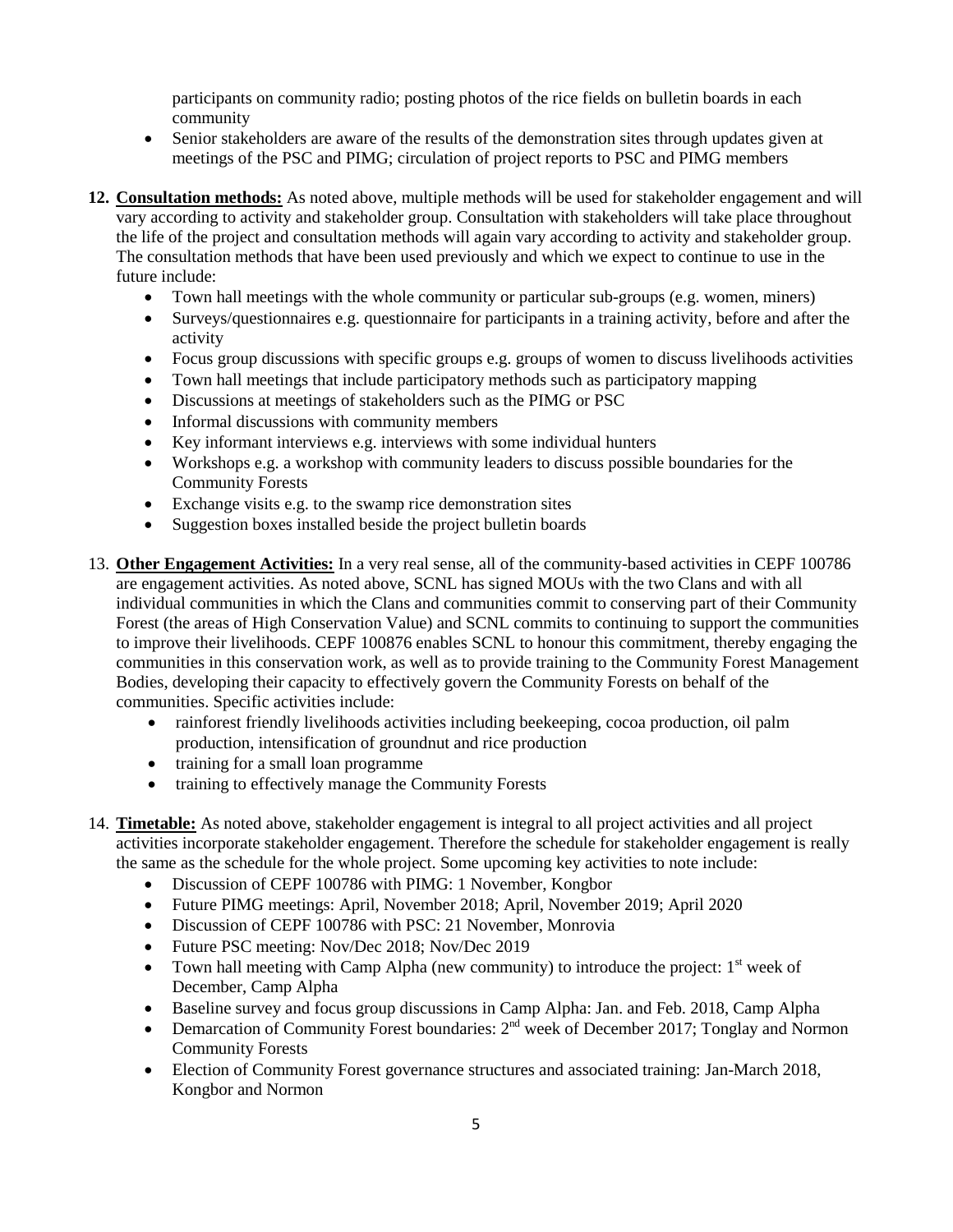participants on community radio; posting photos of the rice fields on bulletin boards in each community

- Senior stakeholders are aware of the results of the demonstration sites through updates given at meetings of the PSC and PIMG; circulation of project reports to PSC and PIMG members

12. **Consultation methods:** As noted above, multiple methods will be used for stakeholder engagement and will vary according to activity and stakeholder group. Consultation with stakeholders will take place throughout the life of the project and consultation methods will again vary according to activity and stakeholder group. The consultation methods that have been used previously and which we expect to continue to use in the future include:
    - Town hall meetings with the whole community or particular sub-groups (e.g. women, miners)
    - Surveys/questionnaires e.g. questionnaire for participants in a training activity, before and after the activity
    - Focus group discussions with specific groups e.g. groups of women to discuss livelihoods activities
    - Town hall meetings that include participatory methods such as participatory mapping
    - Discussions at meetings of stakeholders such as the PIMG or PSC
    - Informal discussions with community members
    - Key informant interviews e.g. interviews with some individual hunters
    - Workshops e.g. a workshop with community leaders to discuss possible boundaries for the Community Forests
    - Exchange visits e.g. to the swamp rice demonstration sites
    - Suggestion boxes installed beside the project bulletin boards

13. **Other Engagement Activities:** In a very real sense, all of the community-based activities in CEPF 100786 are engagement activities. As noted above, SCNL has signed MOUs with the two Clans and with all individual communities in which the Clans and communities commit to conserving part of their Community Forest (the areas of High Conservation Value) and SCNL commits to continuing to support the communities to improve their livelihoods. CEPF 100876 enables SCNL to honour this commitment, thereby engaging the communities in this conservation work, as well as to provide training to the Community Forest Management Bodies, developing their capacity to effectively govern the Community Forests on behalf of the communities. Specific activities include:
    - rainforest friendly livelihoods activities including beekeeping, cocoa production, oil palm production, intensification of groundnut and rice production
    - training for a small loan programme
    - training to effectively manage the Community Forests

14. **Timetable:** As noted above, stakeholder engagement is integral to all project activities and all project activities incorporate stakeholder engagement. Therefore the schedule for stakeholder engagement is really the same as the schedule for the whole project. Some upcoming key activities to note include:
    - Discussion of CEPF 100786 with PIMG: 1 November, Kongbor
    - Future PIMG meetings: April, November 2018; April, November 2019; April 2020
    - Discussion of CEPF 100786 with PSC: 21 November, Monrovia
    - Future PSC meeting: Nov/Dec 2018; Nov/Dec 2019
    - Town hall meeting with Camp Alpha (new community) to introduce the project: 1st week of December, Camp Alpha
    - Baseline survey and focus group discussions in Camp Alpha: Jan. and Feb. 2018, Camp Alpha
    - Demarcation of Community Forest boundaries: 2nd week of December 2017; Tonglay and Normon Community Forests
    - Election of Community Forest governance structures and associated training: Jan-March 2018, Kongbor and Normon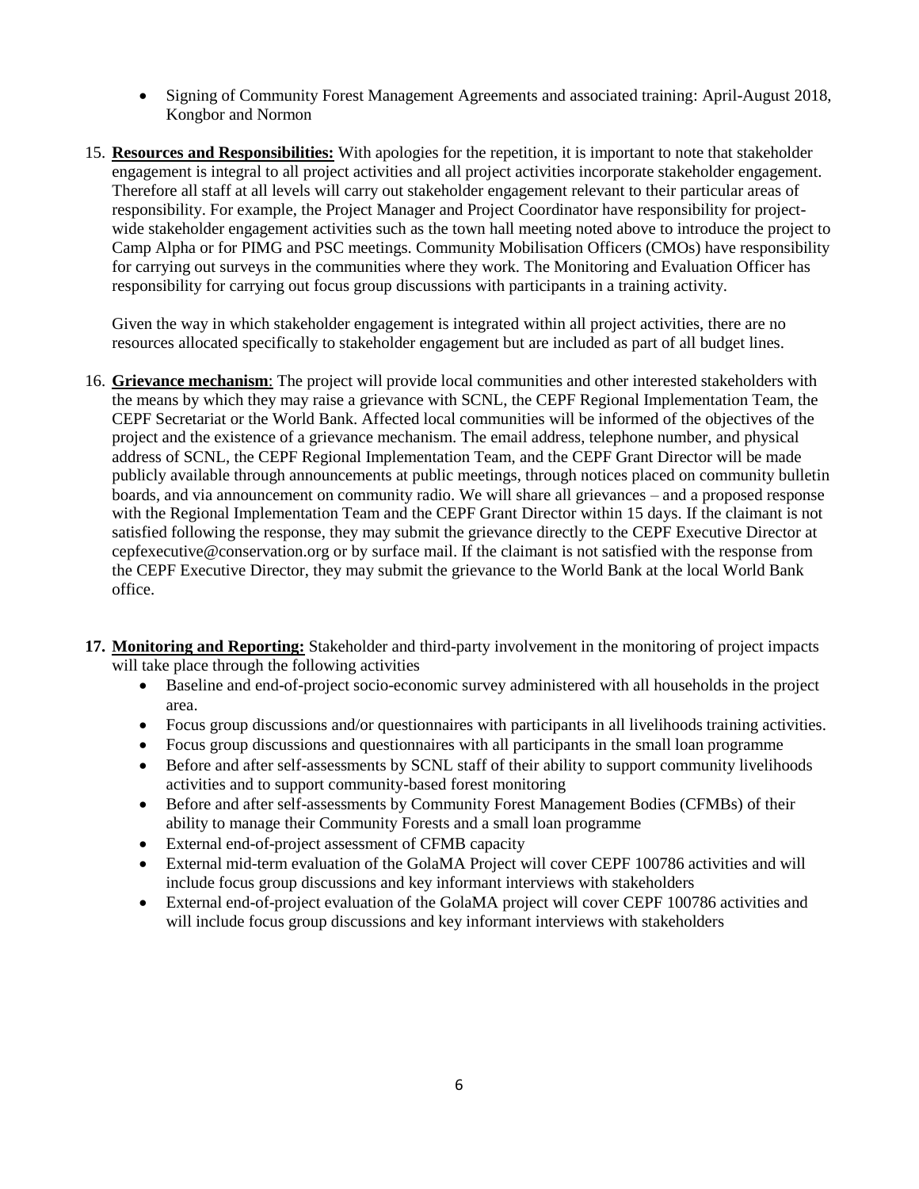- Signing of Community Forest Management Agreements and associated training: April-August 2018, Kongbor and Normon

15. **Resources and Responsibilities:** With apologies for the repetition, it is important to note that stakeholder engagement is integral to all project activities and all project activities incorporate stakeholder engagement. Therefore all staff at all levels will carry out stakeholder engagement relevant to their particular areas of responsibility. For example, the Project Manager and Project Coordinator have responsibility for project-wide stakeholder engagement activities such as the town hall meeting noted above to introduce the project to Camp Alpha or for PIMG and PSC meetings. Community Mobilisation Officers (CMOs) have responsibility for carrying out surveys in the communities where they work. The Monitoring and Evaluation Officer has responsibility for carrying out focus group discussions with participants in a training activity.

    Given the way in which stakeholder engagement is integrated within all project activities, there are no resources allocated specifically to stakeholder engagement but are included as part of all budget lines.

16. **Grievance mechanism**: The project will provide local communities and other interested stakeholders with the means by which they may raise a grievance with SCNL, the CEPF Regional Implementation Team, the CEPF Secretariat or the World Bank. Affected local communities will be informed of the objectives of the project and the existence of a grievance mechanism. The email address, telephone number, and physical address of SCNL, the CEPF Regional Implementation Team, and the CEPF Grant Director will be made publicly available through announcements at public meetings, through notices placed on community bulletin boards, and via announcement on community radio. We will share all grievances – and a proposed response with the Regional Implementation Team and the CEPF Grant Director within 15 days. If the claimant is not satisfied following the response, they may submit the grievance directly to the CEPF Executive Director at cepfexecutive@conservation.org or by surface mail. If the claimant is not satisfied with the response from the CEPF Executive Director, they may submit the grievance to the World Bank at the local World Bank office.

17. **Monitoring and Reporting:** Stakeholder and third-party involvement in the monitoring of project impacts will take place through the following activities
    - Baseline and end-of-project socio-economic survey administered with all households in the project area.
    - Focus group discussions and/or questionnaires with participants in all livelihoods training activities.
    - Focus group discussions and questionnaires with all participants in the small loan programme
    - Before and after self-assessments by SCNL staff of their ability to support community livelihoods activities and to support community-based forest monitoring
    - Before and after self-assessments by Community Forest Management Bodies (CFMBs) of their ability to manage their Community Forests and a small loan programme
    - External end-of-project assessment of CFMB capacity
    - External mid-term evaluation of the GolaMA Project will cover CEPF 100786 activities and will include focus group discussions and key informant interviews with stakeholders
    - External end-of-project evaluation of the GolaMA project will cover CEPF 100786 activities and will include focus group discussions and key informant interviews with stakeholders